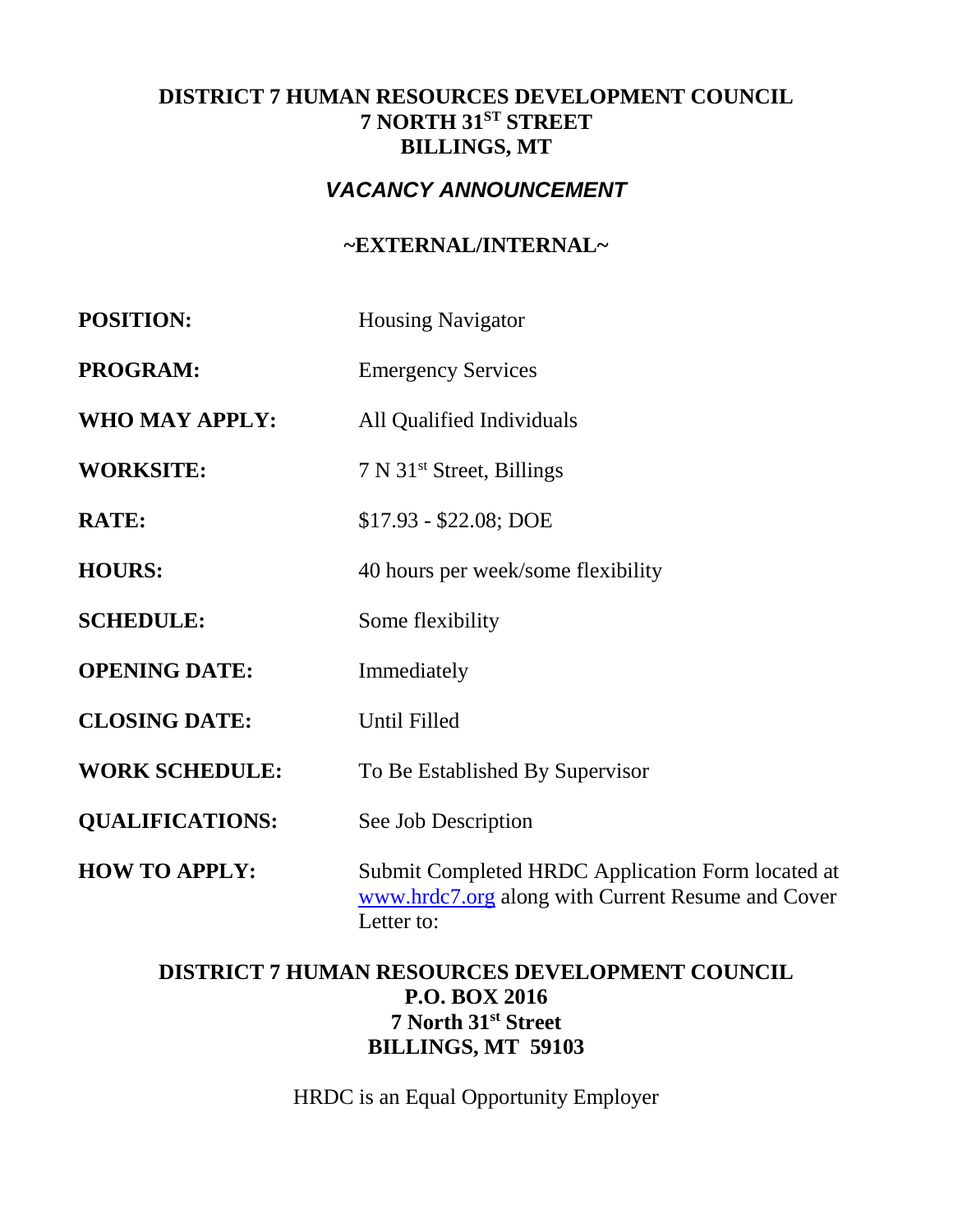**DISTRICT 7 HUMAN RESOURCES DEVELOPMENT COUNCIL**
**7 NORTH 31ST STREET**
**BILLINGS, MT**

## *VACANCY ANNOUNCEMENT*

**~EXTERNAL/INTERNAL~**

**POSITION:** Housing Navigator

**PROGRAM:** Emergency Services

**WHO MAY APPLY:** All Qualified Individuals

**WORKSITE:** 7 N 31st Street, Billings

**RATE:** $17.93 - $22.08; DOE

**HOURS:** 40 hours per week/some flexibility

**SCHEDULE:** Some flexibility

**OPENING DATE:** Immediately

**CLOSING DATE:** Until Filled

**WORK SCHEDULE:** To Be Established By Supervisor

**QUALIFICATIONS:** See Job Description

**HOW TO APPLY:** Submit Completed HRDC Application Form located at www.hrdc7.org along with Current Resume and Cover Letter to:

**DISTRICT 7 HUMAN RESOURCES DEVELOPMENT COUNCIL**
**P.O. BOX 2016**
**7 North 31st Street**
**BILLINGS, MT 59103**

HRDC is an Equal Opportunity Employer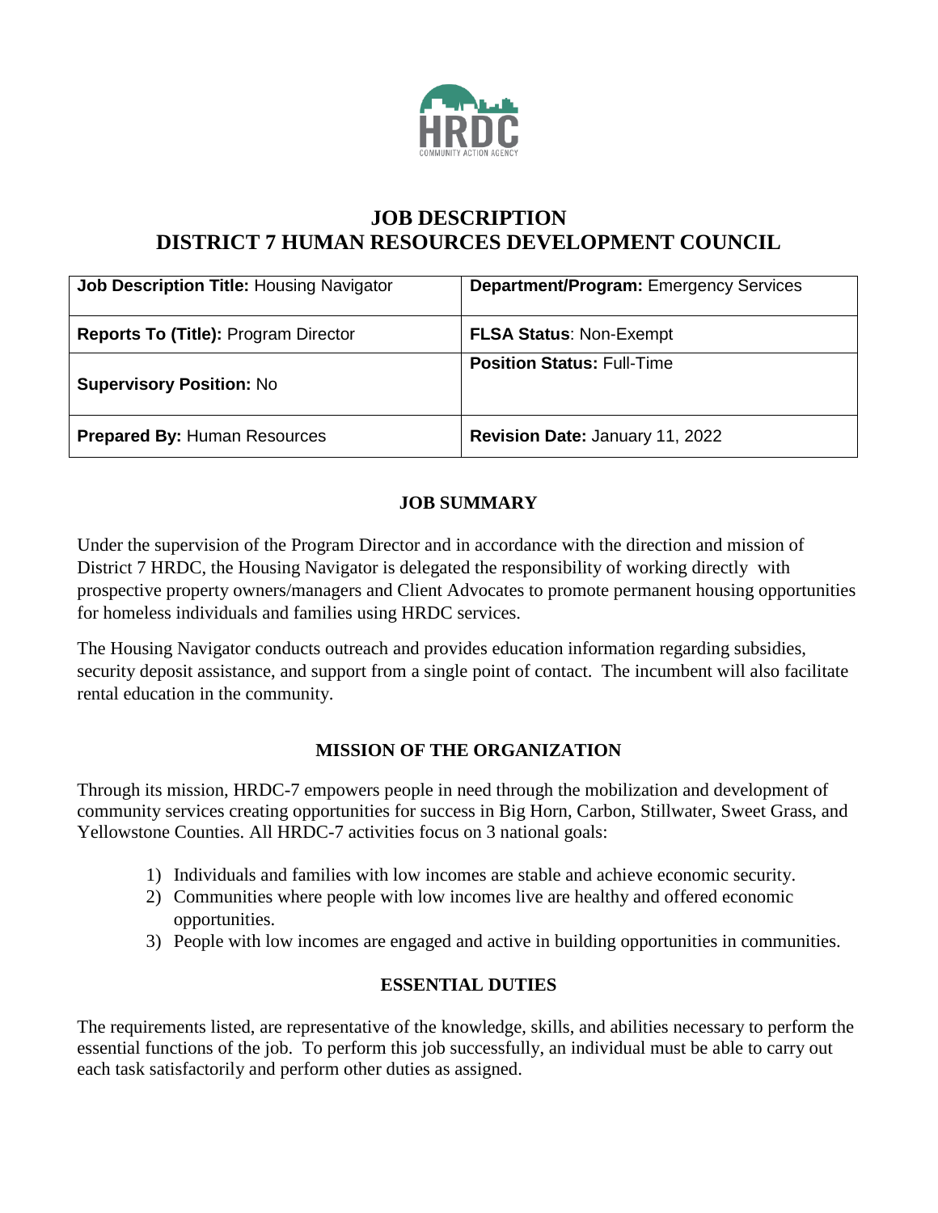# JOB DESCRIPTION
# DISTRICT 7 HUMAN RESOURCES DEVELOPMENT COUNCIL

| **Job Description Title:** Housing Navigator | **Department/Program:** Emergency Services |
|---|---|
| **Reports To (Title):** Program Director | **FLSA Status**: Non-Exempt |
| **Supervisory Position:** No | **Position Status:** Full-Time |
| **Prepared By:** Human Resources | **Revision Date:** January 11, 2022 |

## JOB SUMMARY

Under the supervision of the Program Director and in accordance with the direction and mission of District 7 HRDC, the Housing Navigator is delegated the responsibility of working directly with prospective property owners/managers and Client Advocates to promote permanent housing opportunities for homeless individuals and families using HRDC services.

The Housing Navigator conducts outreach and provides education information regarding subsidies, security deposit assistance, and support from a single point of contact. The incumbent will also facilitate rental education in the community.

## MISSION OF THE ORGANIZATION

Through its mission, HRDC-7 empowers people in need through the mobilization and development of community services creating opportunities for success in Big Horn, Carbon, Stillwater, Sweet Grass, and Yellowstone Counties. All HRDC-7 activities focus on 3 national goals:

1) Individuals and families with low incomes are stable and achieve economic security.
2) Communities where people with low incomes live are healthy and offered economic opportunities.
3) People with low incomes are engaged and active in building opportunities in communities.

## ESSENTIAL DUTIES

The requirements listed, are representative of the knowledge, skills, and abilities necessary to perform the essential functions of the job. To perform this job successfully, an individual must be able to carry out each task satisfactorily and perform other duties as assigned.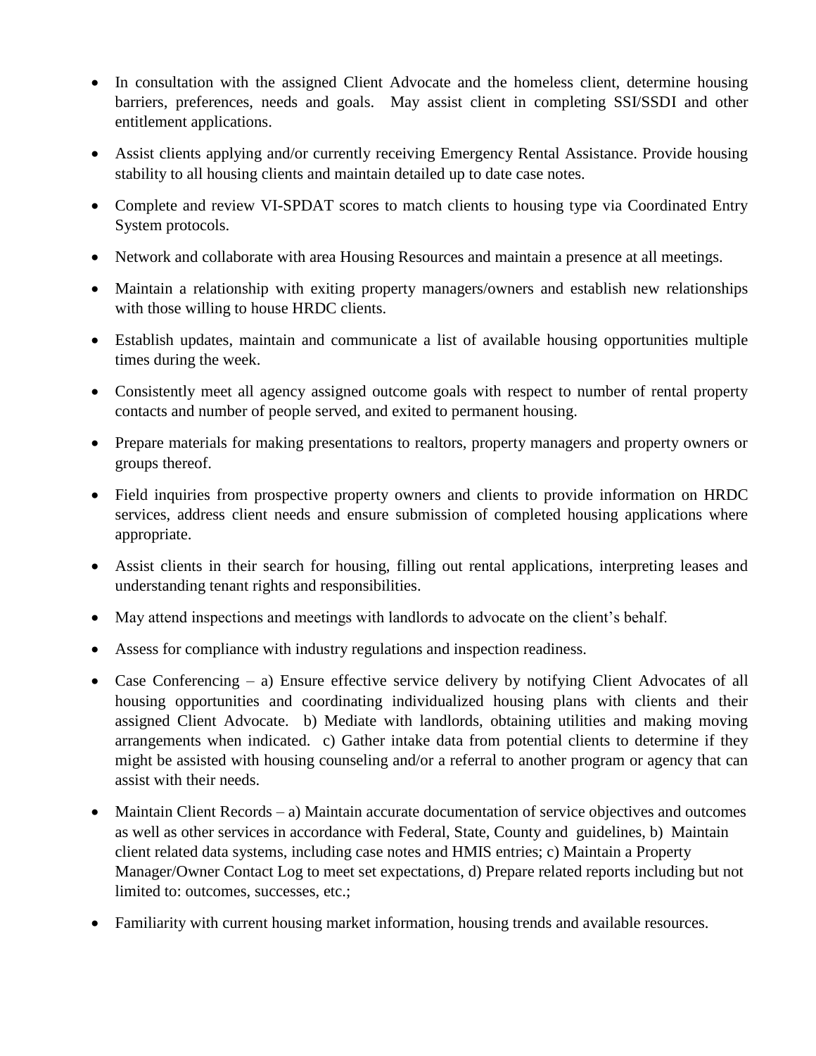- In consultation with the assigned Client Advocate and the homeless client, determine housing barriers, preferences, needs and goals. May assist client in completing SSI/SSDI and other entitlement applications.
- Assist clients applying and/or currently receiving Emergency Rental Assistance. Provide housing stability to all housing clients and maintain detailed up to date case notes.
- Complete and review VI-SPDAT scores to match clients to housing type via Coordinated Entry System protocols.
- Network and collaborate with area Housing Resources and maintain a presence at all meetings.
- Maintain a relationship with exiting property managers/owners and establish new relationships with those willing to house HRDC clients.
- Establish updates, maintain and communicate a list of available housing opportunities multiple times during the week.
- Consistently meet all agency assigned outcome goals with respect to number of rental property contacts and number of people served, and exited to permanent housing.
- Prepare materials for making presentations to realtors, property managers and property owners or groups thereof.
- Field inquiries from prospective property owners and clients to provide information on HRDC services, address client needs and ensure submission of completed housing applications where appropriate.
- Assist clients in their search for housing, filling out rental applications, interpreting leases and understanding tenant rights and responsibilities.
- May attend inspections and meetings with landlords to advocate on the client's behalf.
- Assess for compliance with industry regulations and inspection readiness.
- Case Conferencing – a) Ensure effective service delivery by notifying Client Advocates of all housing opportunities and coordinating individualized housing plans with clients and their assigned Client Advocate. b) Mediate with landlords, obtaining utilities and making moving arrangements when indicated. c) Gather intake data from potential clients to determine if they might be assisted with housing counseling and/or a referral to another program or agency that can assist with their needs.
- Maintain Client Records – a) Maintain accurate documentation of service objectives and outcomes as well as other services in accordance with Federal, State, County and guidelines, b) Maintain client related data systems, including case notes and HMIS entries; c) Maintain a Property Manager/Owner Contact Log to meet set expectations, d) Prepare related reports including but not limited to: outcomes, successes, etc.;
- Familiarity with current housing market information, housing trends and available resources.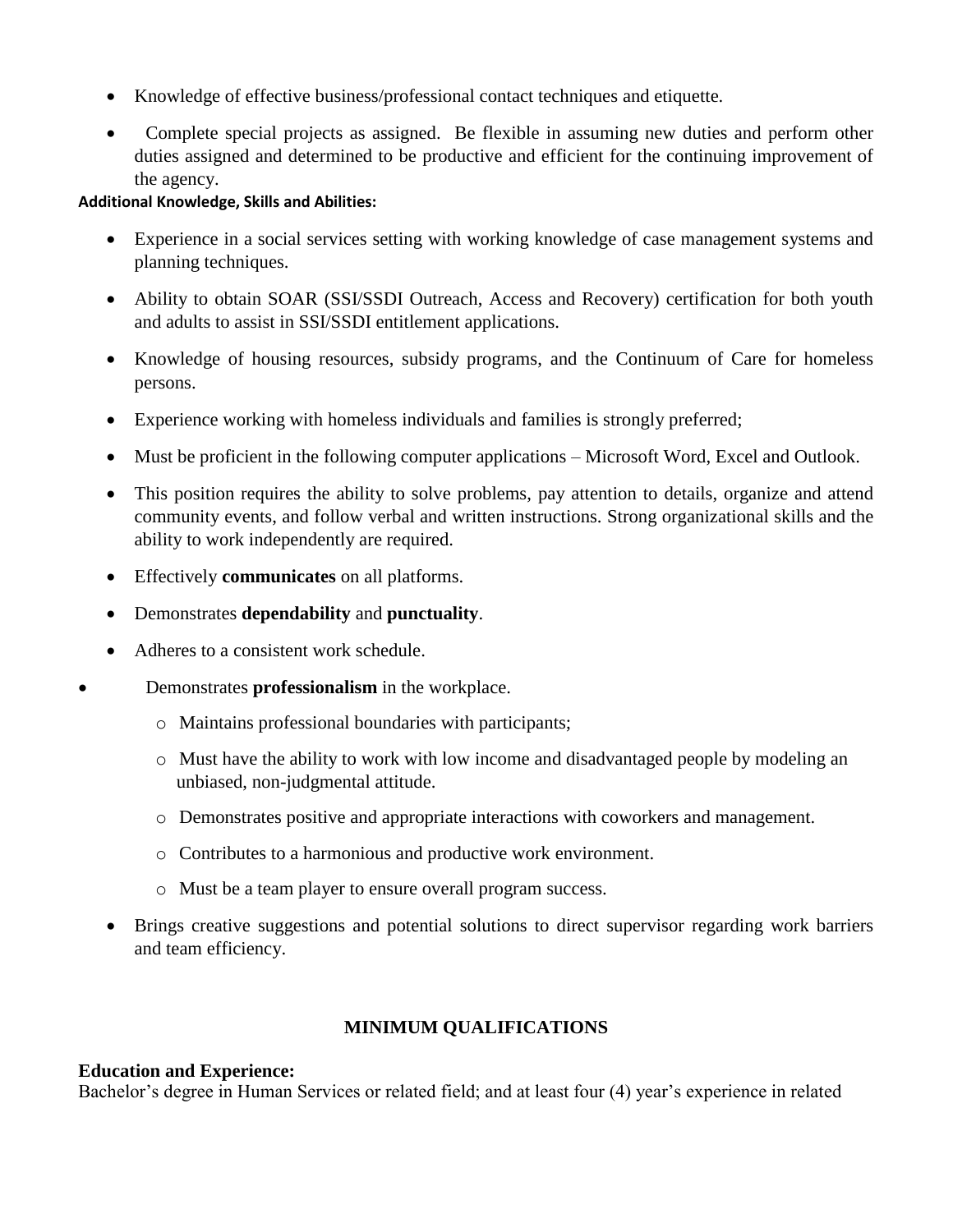- Knowledge of effective business/professional contact techniques and etiquette.
- Complete special projects as assigned. Be flexible in assuming new duties and perform other duties assigned and determined to be productive and efficient for the continuing improvement of the agency.

**Additional Knowledge, Skills and Abilities:**

- Experience in a social services setting with working knowledge of case management systems and planning techniques.
- Ability to obtain SOAR (SSI/SSDI Outreach, Access and Recovery) certification for both youth and adults to assist in SSI/SSDI entitlement applications.
- Knowledge of housing resources, subsidy programs, and the Continuum of Care for homeless persons.
- Experience working with homeless individuals and families is strongly preferred;
- Must be proficient in the following computer applications – Microsoft Word, Excel and Outlook.
- This position requires the ability to solve problems, pay attention to details, organize and attend community events, and follow verbal and written instructions. Strong organizational skills and the ability to work independently are required.
- Effectively **communicates** on all platforms.
- Demonstrates **dependability** and **punctuality**.
- Adheres to a consistent work schedule.
- Demonstrates **professionalism** in the workplace.
  - Maintains professional boundaries with participants;
  - Must have the ability to work with low income and disadvantaged people by modeling an unbiased, non-judgmental attitude.
  - Demonstrates positive and appropriate interactions with coworkers and management.
  - Contributes to a harmonious and productive work environment.
  - Must be a team player to ensure overall program success.
- Brings creative suggestions and potential solutions to direct supervisor regarding work barriers and team efficiency.

## MINIMUM QUALIFICATIONS

**Education and Experience:**

Bachelor's degree in Human Services or related field; and at least four (4) year's experience in related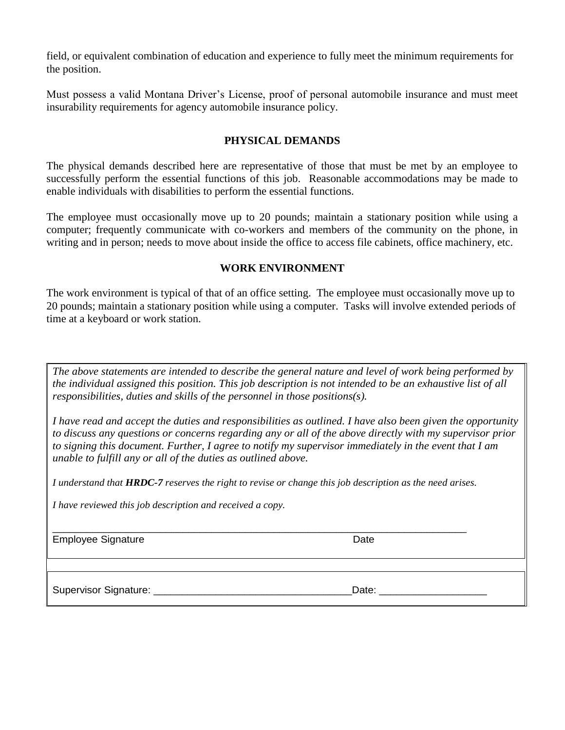field, or equivalent combination of education and experience to fully meet the minimum requirements for the position.

Must possess a valid Montana Driver's License, proof of personal automobile insurance and must meet insurability requirements for agency automobile insurance policy.

## PHYSICAL DEMANDS

The physical demands described here are representative of those that must be met by an employee to successfully perform the essential functions of this job. Reasonable accommodations may be made to enable individuals with disabilities to perform the essential functions.

The employee must occasionally move up to 20 pounds; maintain a stationary position while using a computer; frequently communicate with co-workers and members of the community on the phone, in writing and in person; needs to move about inside the office to access file cabinets, office machinery, etc.

## WORK ENVIRONMENT

The work environment is typical of that of an office setting. The employee must occasionally move up to 20 pounds; maintain a stationary position while using a computer. Tasks will involve extended periods of time at a keyboard or work station.

*The above statements are intended to describe the general nature and level of work being performed by the individual assigned this position. This job description is not intended to be an exhaustive list of all responsibilities, duties and skills of the personnel in those positions(s).*

*I have read and accept the duties and responsibilities as outlined. I have also been given the opportunity to discuss any questions or concerns regarding any or all of the above directly with my supervisor prior to signing this document. Further, I agree to notify my supervisor immediately in the event that I am unable to fulfill any or all of the duties as outlined above.*

*I understand that **HRDC-7** reserves the right to revise or change this job description as the need arises.*

*I have reviewed this job description and received a copy.*

______________________________________________________________________________

Employee Signature                                                                    Date

Supervisor Signature: ___________________________________ Date: ___________________